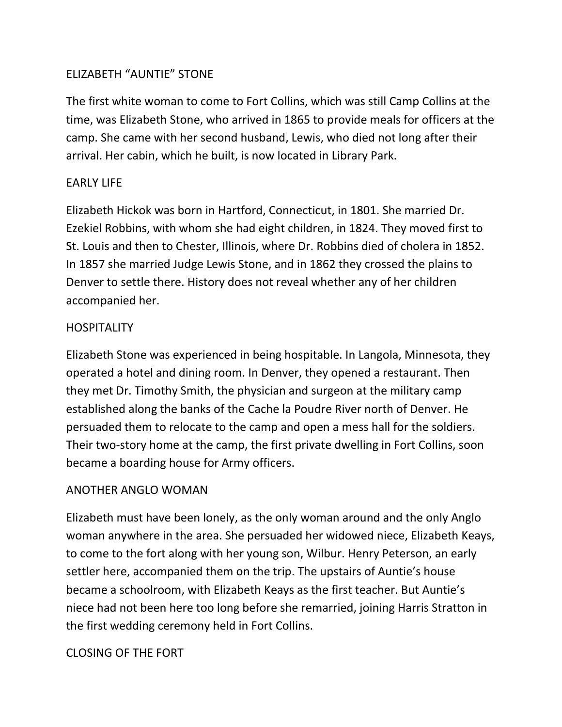# ELIZABETH "AUNTIE" STONE

The first white woman to come to Fort Collins, which was still Camp Collins at the time, was Elizabeth Stone, who arrived in 1865 to provide meals for officers at the camp. She came with her second husband, Lewis, who died not long after their arrival. Her cabin, which he built, is now located in Library Park.

## EARLY LIFE

Elizabeth Hickok was born in Hartford, Connecticut, in 1801. She married Dr. Ezekiel Robbins, with whom she had eight children, in 1824. They moved first to St. Louis and then to Chester, Illinois, where Dr. Robbins died of cholera in 1852. In 1857 she married Judge Lewis Stone, and in 1862 they crossed the plains to Denver to settle there. History does not reveal whether any of her children accompanied her.

## HOSPITALITY

Elizabeth Stone was experienced in being hospitable. In Langola, Minnesota, they operated a hotel and dining room. In Denver, they opened a restaurant. Then they met Dr. Timothy Smith, the physician and surgeon at the military camp established along the banks of the Cache la Poudre River north of Denver. He persuaded them to relocate to the camp and open a mess hall for the soldiers. Their two-story home at the camp, the first private dwelling in Fort Collins, soon became a boarding house for Army officers.

## ANOTHER ANGLO WOMAN

Elizabeth must have been lonely, as the only woman around and the only Anglo woman anywhere in the area. She persuaded her widowed niece, Elizabeth Keays, to come to the fort along with her young son, Wilbur. Henry Peterson, an early settler here, accompanied them on the trip. The upstairs of Auntie's house became a schoolroom, with Elizabeth Keays as the first teacher. But Auntie's niece had not been here too long before she remarried, joining Harris Stratton in the first wedding ceremony held in Fort Collins.

## CLOSING OF THE FORT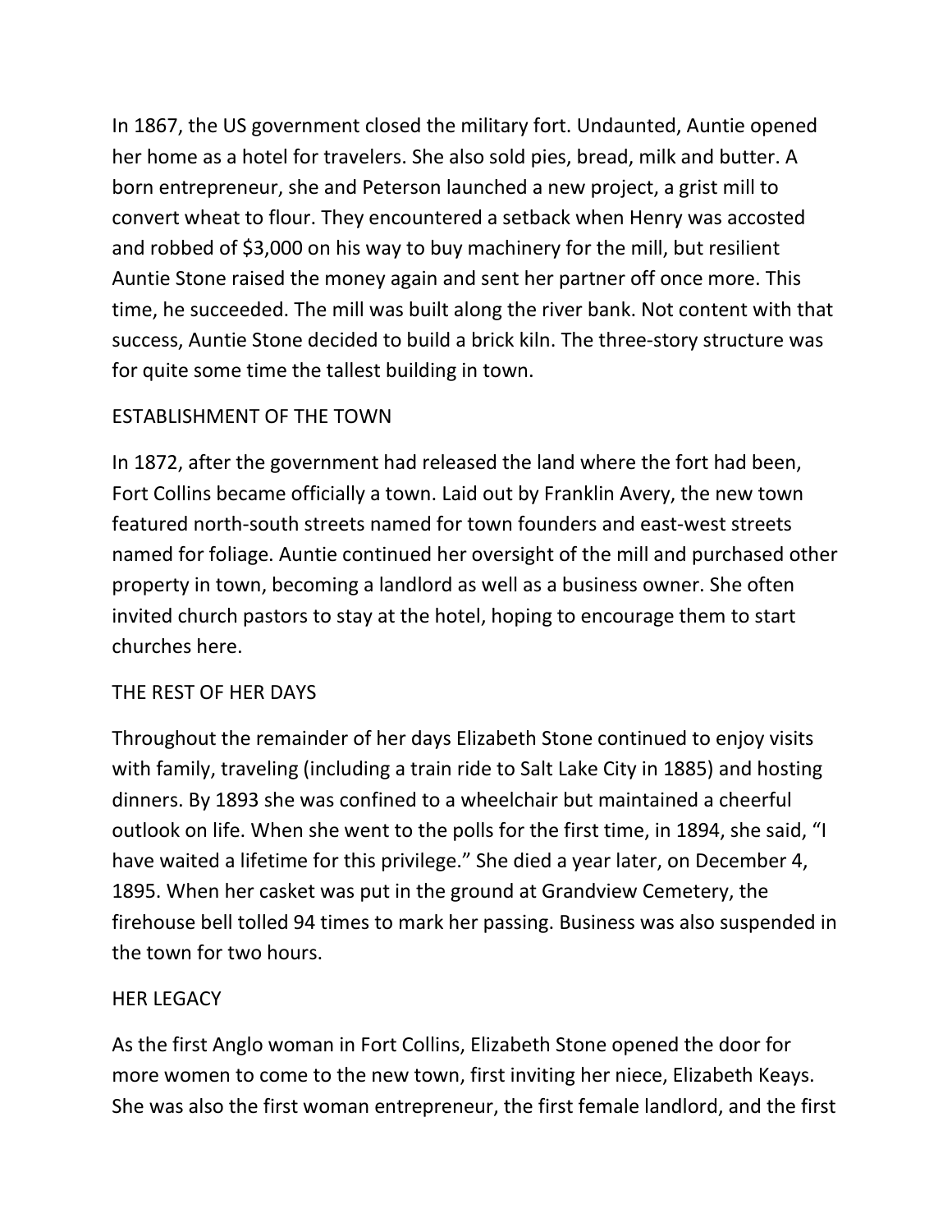In 1867, the US government closed the military fort. Undaunted, Auntie opened her home as a hotel for travelers. She also sold pies, bread, milk and butter. A born entrepreneur, she and Peterson launched a new project, a grist mill to convert wheat to flour. They encountered a setback when Henry was accosted and robbed of $3,000 on his way to buy machinery for the mill, but resilient Auntie Stone raised the money again and sent her partner off once more. This time, he succeeded. The mill was built along the river bank. Not content with that success, Auntie Stone decided to build a brick kiln. The three-story structure was for quite some time the tallest building in town.

## ESTABLISHMENT OF THE TOWN

In 1872, after the government had released the land where the fort had been, Fort Collins became officially a town. Laid out by Franklin Avery, the new town featured north-south streets named for town founders and east-west streets named for foliage. Auntie continued her oversight of the mill and purchased other property in town, becoming a landlord as well as a business owner. She often invited church pastors to stay at the hotel, hoping to encourage them to start churches here.

## THE REST OF HER DAYS

Throughout the remainder of her days Elizabeth Stone continued to enjoy visits with family, traveling (including a train ride to Salt Lake City in 1885) and hosting dinners. By 1893 she was confined to a wheelchair but maintained a cheerful outlook on life. When she went to the polls for the first time, in 1894, she said, "I have waited a lifetime for this privilege." She died a year later, on December 4, 1895. When her casket was put in the ground at Grandview Cemetery, the firehouse bell tolled 94 times to mark her passing. Business was also suspended in the town for two hours.

## HER LEGACY

As the first Anglo woman in Fort Collins, Elizabeth Stone opened the door for more women to come to the new town, first inviting her niece, Elizabeth Keays. She was also the first woman entrepreneur, the first female landlord, and the first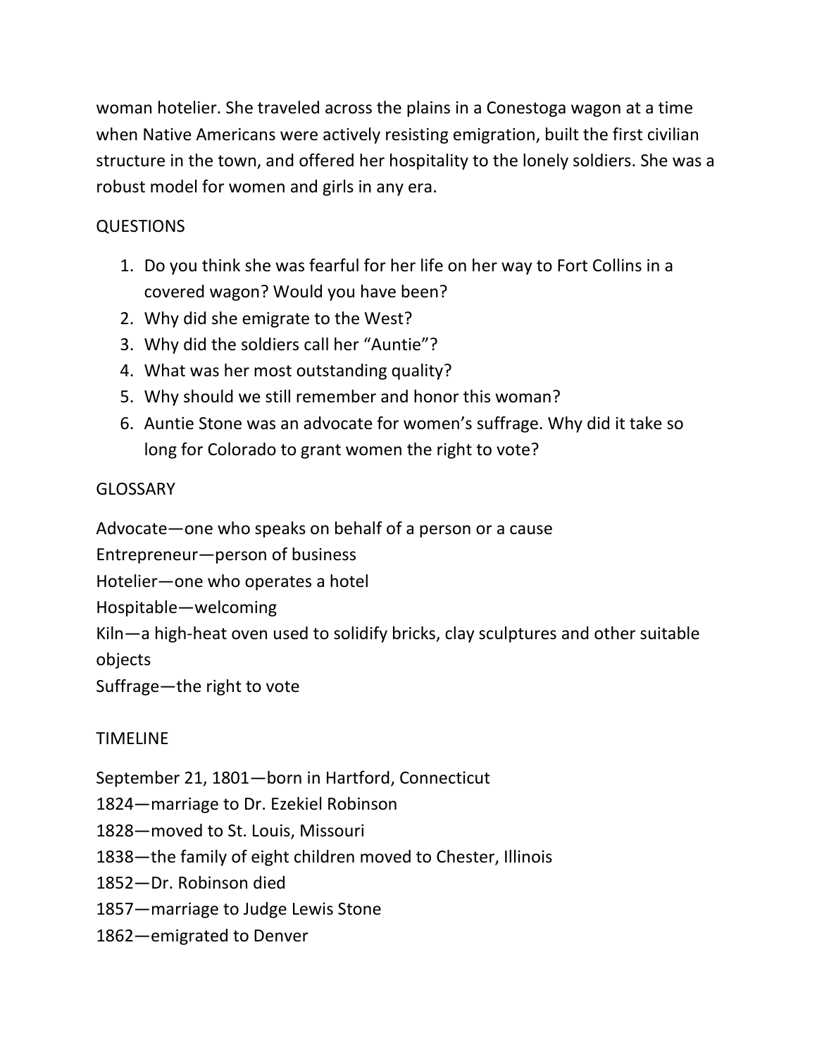woman hotelier. She traveled across the plains in a Conestoga wagon at a time when Native Americans were actively resisting emigration, built the first civilian structure in the town, and offered her hospitality to the lonely soldiers. She was a robust model for women and girls in any era.

## QUESTIONS

1. Do you think she was fearful for her life on her way to Fort Collins in a covered wagon? Would you have been?
2. Why did she emigrate to the West?
3. Why did the soldiers call her "Auntie"?
4. What was her most outstanding quality?
5. Why should we still remember and honor this woman?
6. Auntie Stone was an advocate for women's suffrage. Why did it take so long for Colorado to grant women the right to vote?

## GLOSSARY

Advocate—one who speaks on behalf of a person or a cause
Entrepreneur—person of business
Hotelier—one who operates a hotel
Hospitable—welcoming
Kiln—a high-heat oven used to solidify bricks, clay sculptures and other suitable objects
Suffrage—the right to vote

## TIMELINE

September 21, 1801—born in Hartford, Connecticut
1824—marriage to Dr. Ezekiel Robinson
1828—moved to St. Louis, Missouri
1838—the family of eight children moved to Chester, Illinois
1852—Dr. Robinson died
1857—marriage to Judge Lewis Stone
1862—emigrated to Denver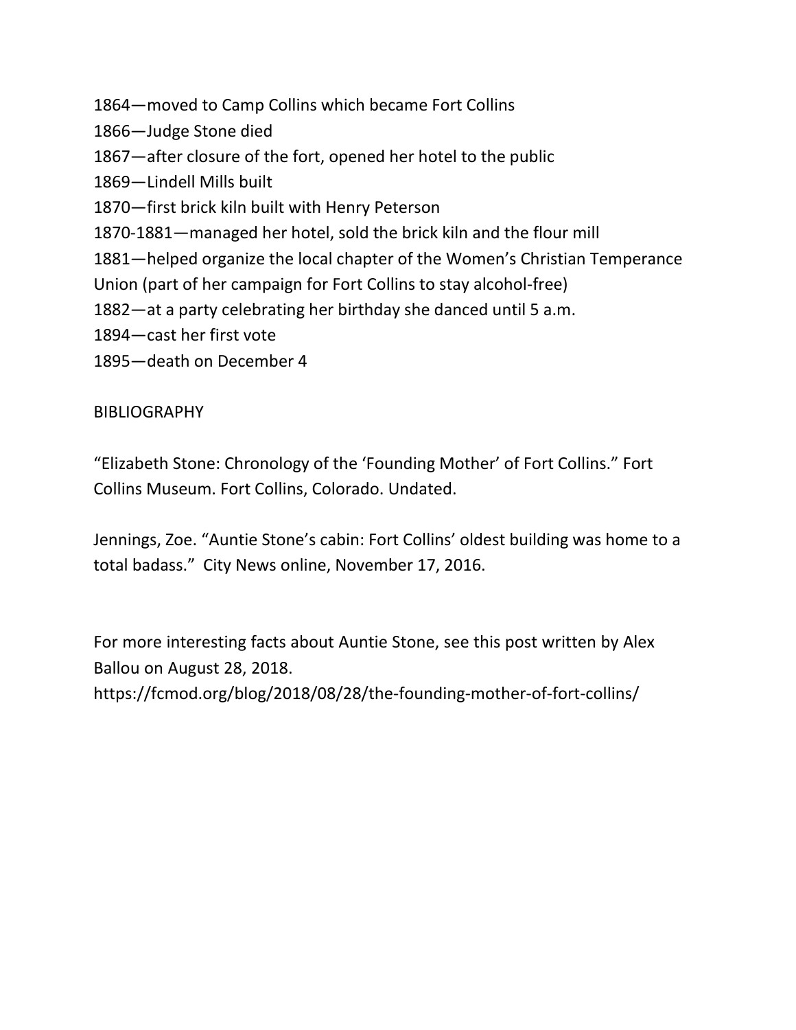1864—moved to Camp Collins which became Fort Collins
1866—Judge Stone died
1867—after closure of the fort, opened her hotel to the public
1869—Lindell Mills built
1870—first brick kiln built with Henry Peterson
1870-1881—managed her hotel, sold the brick kiln and the flour mill
1881—helped organize the local chapter of the Women's Christian Temperance Union (part of her campaign for Fort Collins to stay alcohol-free)
1882—at a party celebrating her birthday she danced until 5 a.m.
1894—cast her first vote
1895—death on December 4

BIBLIOGRAPHY

"Elizabeth Stone: Chronology of the 'Founding Mother' of Fort Collins." Fort Collins Museum. Fort Collins, Colorado. Undated.

Jennings, Zoe. "Auntie Stone's cabin: Fort Collins' oldest building was home to a total badass." City News online, November 17, 2016.

For more interesting facts about Auntie Stone, see this post written by Alex Ballou on August 28, 2018.
https://fcmod.org/blog/2018/08/28/the-founding-mother-of-fort-collins/